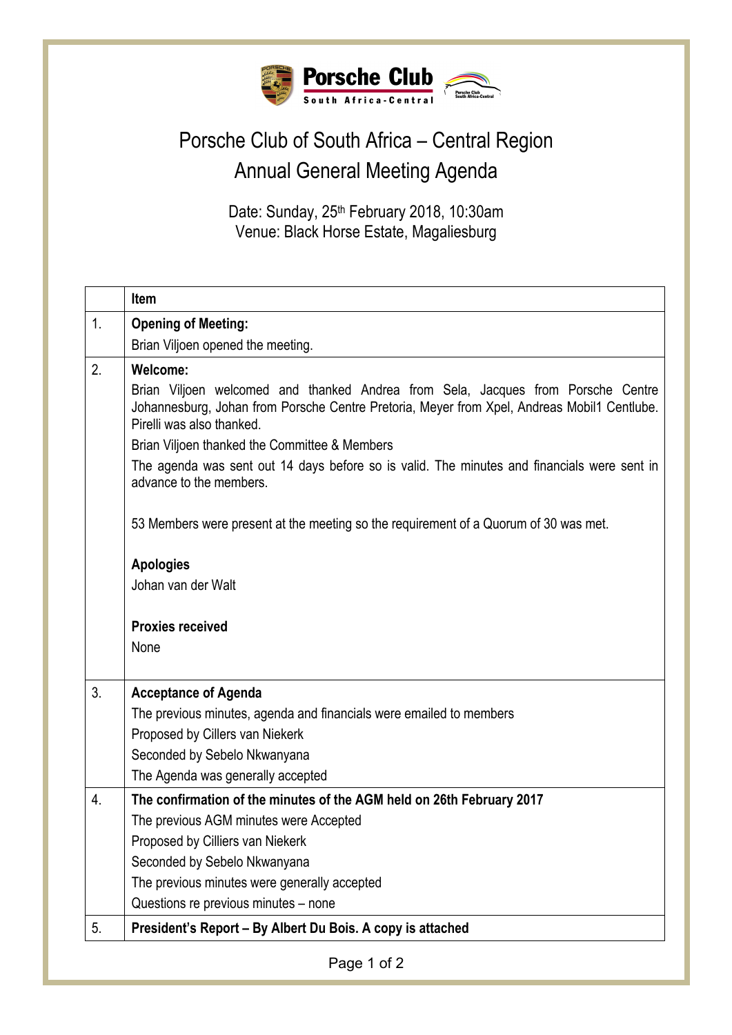# Porsche Club of South Africa – Central Region

## Annual General Meeting Agenda

Date: Sunday, 25th February 2018, 10:30am
Venue: Black Horse Estate, Magaliesburg

| | Item |
|---|---|
| 1. | **Opening of Meeting:**<br>Brian Viljoen opened the meeting. |
| 2. | **Welcome:**<br>Brian Viljoen welcomed and thanked Andrea from Sela, Jacques from Porsche Centre Johannesburg, Johan from Porsche Centre Pretoria, Meyer from Xpel, Andreas Mobil1 Centlube. Pirelli was also thanked.<br>Brian Viljoen thanked the Committee & Members<br>The agenda was sent out 14 days before so is valid. The minutes and financials were sent in advance to the members.<br><br>53 Members were present at the meeting so the requirement of a Quorum of 30 was met.<br><br>**Apologies**<br>Johan van der Walt<br><br>**Proxies received**<br>None |
| 3. | **Acceptance of Agenda**<br>The previous minutes, agenda and financials were emailed to members<br>Proposed by Cillers van Niekerk<br>Seconded by Sebelo Nkwanyana<br>The Agenda was generally accepted |
| 4. | **The confirmation of the minutes of the AGM held on 26th February 2017**<br>The previous AGM minutes were Accepted<br>Proposed by Cilliers van Niekerk<br>Seconded by Sebelo Nkwanyana<br>The previous minutes were generally accepted<br>Questions re previous minutes – none |
| 5. | **President's Report – By Albert Du Bois. A copy is attached** |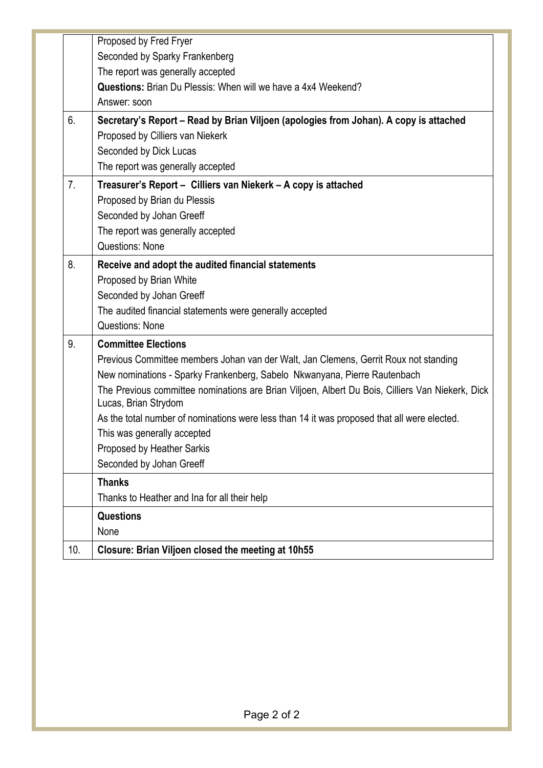| | |
|---|---|
| | Proposed by Fred Fryer<br>Seconded by Sparky Frankenberg<br>The report was generally accepted<br>**Questions:** Brian Du Plessis: When will we have a 4x4 Weekend?<br>Answer: soon |
| 6. | **Secretary's Report – Read by Brian Viljoen (apologies from Johan). A copy is attached**<br>Proposed by Cilliers van Niekerk<br>Seconded by Dick Lucas<br>The report was generally accepted |
| 7. | **Treasurer's Report – Cilliers van Niekerk – A copy is attached**<br>Proposed by Brian du Plessis<br>Seconded by Johan Greeff<br>The report was generally accepted<br>Questions: None |
| 8. | **Receive and adopt the audited financial statements**<br>Proposed by Brian White<br>Seconded by Johan Greeff<br>The audited financial statements were generally accepted<br>Questions: None |
| 9. | **Committee Elections**<br>Previous Committee members Johan van der Walt, Jan Clemens, Gerrit Roux not standing<br>New nominations - Sparky Frankenberg, Sabelo Nkwanyana, Pierre Rautenbach<br>The Previous committee nominations are Brian Viljoen, Albert Du Bois, Cilliers Van Niekerk, Dick Lucas, Brian Strydom<br>As the total number of nominations were less than 14 it was proposed that all were elected.<br>This was generally accepted<br>Proposed by Heather Sarkis<br>Seconded by Johan Greeff |
| | **Thanks**<br>Thanks to Heather and Ina for all their help |
| | **Questions**<br>None |
| 10. | **Closure: Brian Viljoen closed the meeting at 10h55** |